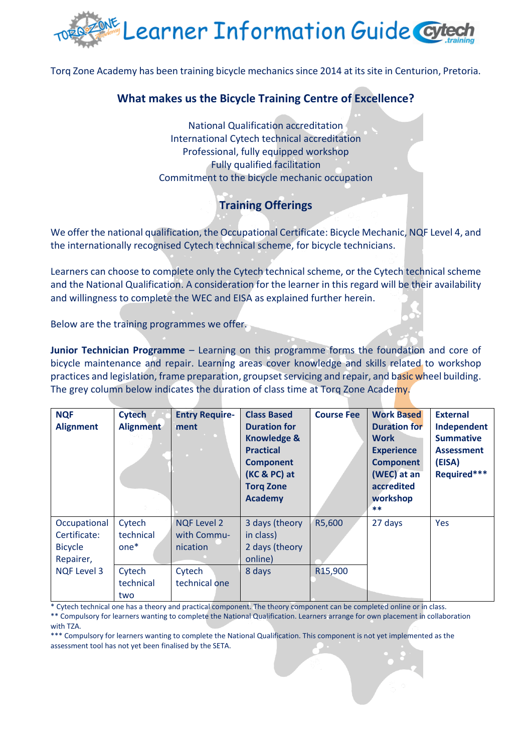# Learner Information Guide

Torq Zone Academy has been training bicycle mechanics since 2014 at its site in Centurion, Pretoria.

## What makes us the Bicycle Training Centre of Excellence?

National Qualification accreditation
International Cytech technical accreditation
Professional, fully equipped workshop
Fully qualified facilitation
Commitment to the bicycle mechanic occupation

## Training Offerings

We offer the national qualification, the Occupational Certificate: Bicycle Mechanic, NQF Level 4, and the internationally recognised Cytech technical scheme, for bicycle technicians.

Learners can choose to complete only the Cytech technical scheme, or the Cytech technical scheme and the National Qualification. A consideration for the learner in this regard will be their availability and willingness to complete the WEC and EISA as explained further herein.

Below are the training programmes we offer.

**Junior Technician Programme** – Learning on this programme forms the foundation and core of bicycle maintenance and repair. Learning areas cover knowledge and skills related to workshop practices and legislation, frame preparation, groupset servicing and repair, and basic wheel building. The grey column below indicates the duration of class time at Torq Zone Academy.

| NQF Alignment | Cytech Alignment | Entry Requirement | Class Based Duration for Knowledge & Practical Component (KC & PC) at Torq Zone Academy | Course Fee | Work Based Duration for Work Experience Component (WEC) at an accredited workshop ** | External Independent Summative Assessment (EISA) Required*** |
|---|---|---|---|---|---|---|
| Occupational Certificate: Bicycle Repairer, NQF Level 3 | Cytech technical one* | NQF Level 2 with Communication | 3 days (theory in class) 2 days (theory online) | R5,600 | 27 days | Yes |
| | Cytech technical two | Cytech technical one | 8 days | R15,900 | | |

\* Cytech technical one has a theory and practical component. The theory component can be completed online or in class.
** Compulsory for learners wanting to complete the National Qualification. Learners arrange for own placement in collaboration with TZA.
*** Compulsory for learners wanting to complete the National Qualification. This component is not yet implemented as the assessment tool has not yet been finalised by the SETA.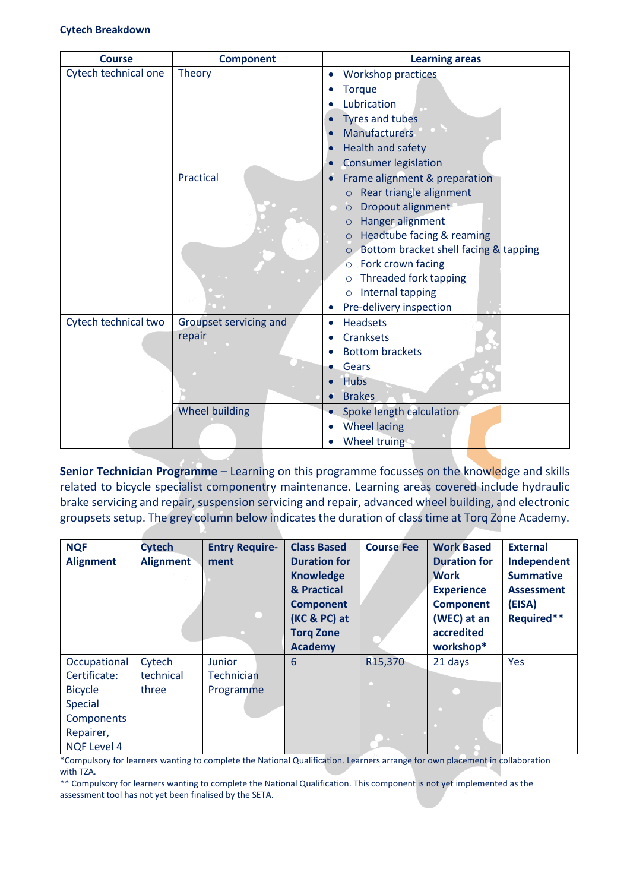**Cytech Breakdown**

| Course | Component | Learning areas |
|---|---|---|
| Cytech technical one | Theory | • Workshop practices<br>• Torque<br>• Lubrication<br>• Tyres and tubes<br>• Manufacturers<br>• Health and safety<br>• Consumer legislation |
| | Practical | • Frame alignment & preparation<br>  ○ Rear triangle alignment<br>  ○ Dropout alignment<br>  ○ Hanger alignment<br>  ○ Headtube facing & reaming<br>  ○ Bottom bracket shell facing & tapping<br>  ○ Fork crown facing<br>  ○ Threaded fork tapping<br>  ○ Internal tapping<br>• Pre-delivery inspection |
| Cytech technical two | Groupset servicing and repair | • Headsets<br>• Cranksets<br>• Bottom brackets<br>• Gears<br>• Hubs<br>• Brakes |
| | Wheel building | • Spoke length calculation<br>• Wheel lacing<br>• Wheel truing |

**Senior Technician Programme** – Learning on this programme focusses on the knowledge and skills related to bicycle specialist componentry maintenance. Learning areas covered include hydraulic brake servicing and repair, suspension servicing and repair, advanced wheel building, and electronic groupsets setup. The grey column below indicates the duration of class time at Torq Zone Academy.

| NQF Alignment | Cytech Alignment | Entry Require-ment | Class Based Duration for Knowledge & Practical Component (KC & PC) at Torq Zone Academy | Course Fee | Work Based Duration for Work Experience Component (WEC) at an accredited workshop* | External Independent Summative Assessment (EISA) Required** |
|---|---|---|---|---|---|---|
| Occupational Certificate: Bicycle Special Components Repairer, NQF Level 4 | Cytech technical three | Junior Technician Programme | 6 | R15,370 | 21 days | Yes |

*Compulsory for learners wanting to complete the National Qualification. Learners arrange for own placement in collaboration with TZA.

** Compulsory for learners wanting to complete the National Qualification. This component is not yet implemented as the assessment tool has not yet been finalised by the SETA.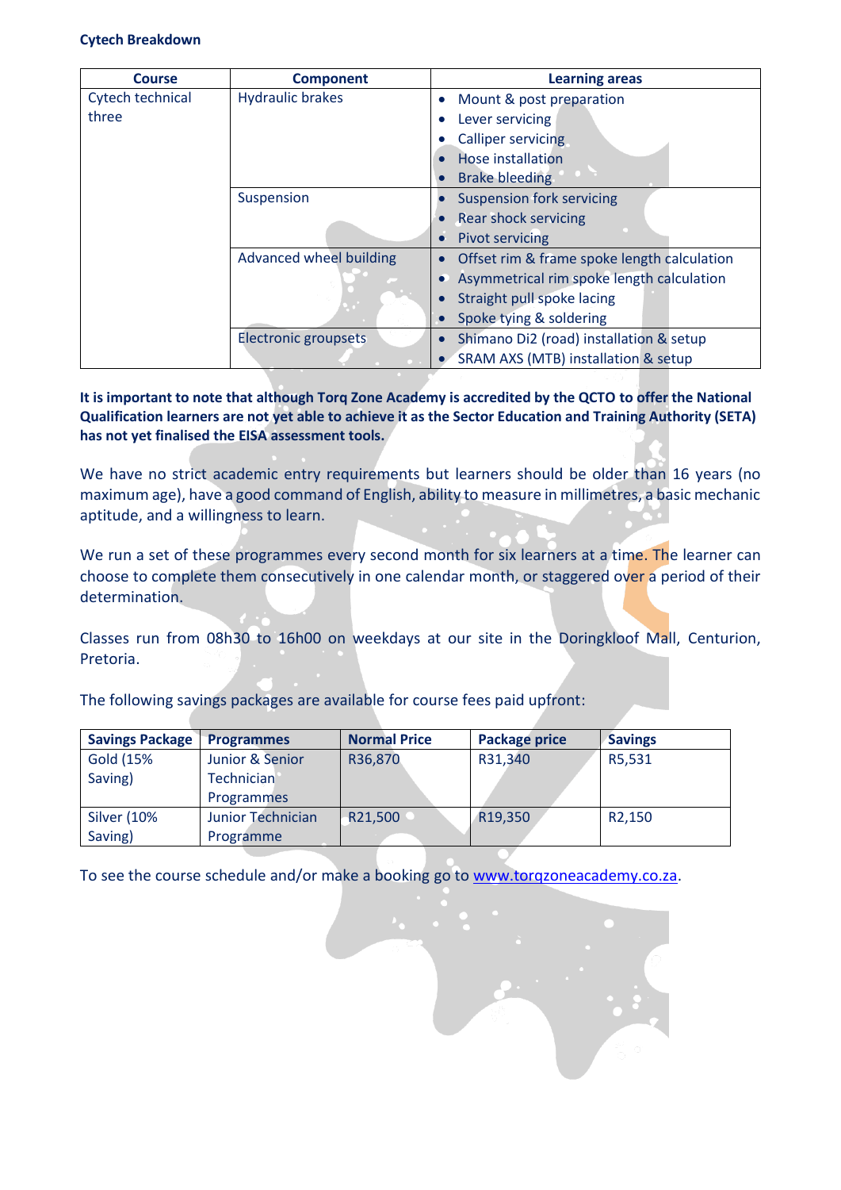**Cytech Breakdown**

| Course | Component | Learning areas |
|---|---|---|
| Cytech technical three | Hydraulic brakes | • Mount & post preparation<br>• Lever servicing<br>• Calliper servicing<br>• Hose installation<br>• Brake bleeding |
| | Suspension | • Suspension fork servicing<br>• Rear shock servicing<br>• Pivot servicing |
| | Advanced wheel building | • Offset rim & frame spoke length calculation<br>• Asymmetrical rim spoke length calculation<br>• Straight pull spoke lacing<br>• Spoke tying & soldering |
| | Electronic groupsets | • Shimano Di2 (road) installation & setup<br>• SRAM AXS (MTB) installation & setup |

**It is important to note that although Torq Zone Academy is accredited by the QCTO to offer the National Qualification learners are not yet able to achieve it as the Sector Education and Training Authority (SETA) has not yet finalised the EISA assessment tools.**

We have no strict academic entry requirements but learners should be older than 16 years (no maximum age), have a good command of English, ability to measure in millimetres, a basic mechanic aptitude, and a willingness to learn.

We run a set of these programmes every second month for six learners at a time. The learner can choose to complete them consecutively in one calendar month, or staggered over a period of their determination.

Classes run from 08h30 to 16h00 on weekdays at our site in the Doringkloof Mall, Centurion, Pretoria.

The following savings packages are available for course fees paid upfront:

| Savings Package | Programmes | Normal Price | Package price | Savings |
|---|---|---|---|---|
| Gold (15% Saving) | Junior & Senior Technician Programmes | R36,870 | R31,340 | R5,531 |
| Silver (10% Saving) | Junior Technician Programme | R21,500 | R19,350 | R2,150 |

To see the course schedule and/or make a booking go to [www.torqzoneacademy.co.za](http://www.torqzoneacademy.co.za).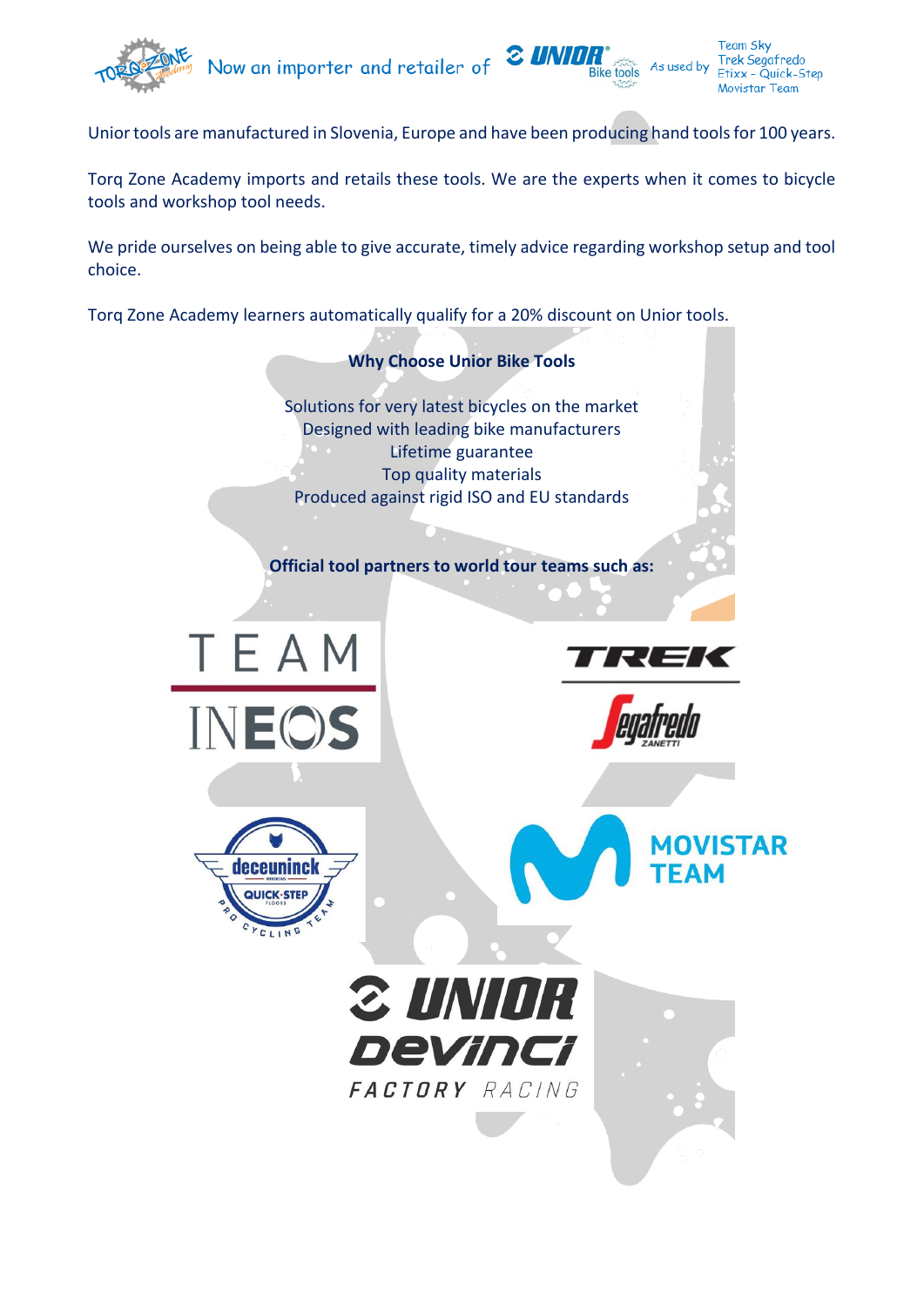Now an importer and retailer of UNIOR Bike tools As used by Team Sky Trek Segafredo Etixx - Quick-Step Movistar Team

Unior tools are manufactured in Slovenia, Europe and have been producing hand tools for 100 years.

Torq Zone Academy imports and retails these tools. We are the experts when it comes to bicycle tools and workshop tool needs.

We pride ourselves on being able to give accurate, timely advice regarding workshop setup and tool choice.

Torq Zone Academy learners automatically qualify for a 20% discount on Unior tools.

**Why Choose Unior Bike Tools**

Solutions for very latest bicycles on the market
Designed with leading bike manufacturers
Lifetime guarantee
Top quality materials
Produced against rigid ISO and EU standards

**Official tool partners to world tour teams such as:**

TEAM INEOS

TREK Segafredo ZANETTI

deceuninck QUICK-STEP PRO CYCLING TEAM

MOVISTAR TEAM

UNIOR DEVINCI FACTORY RACING